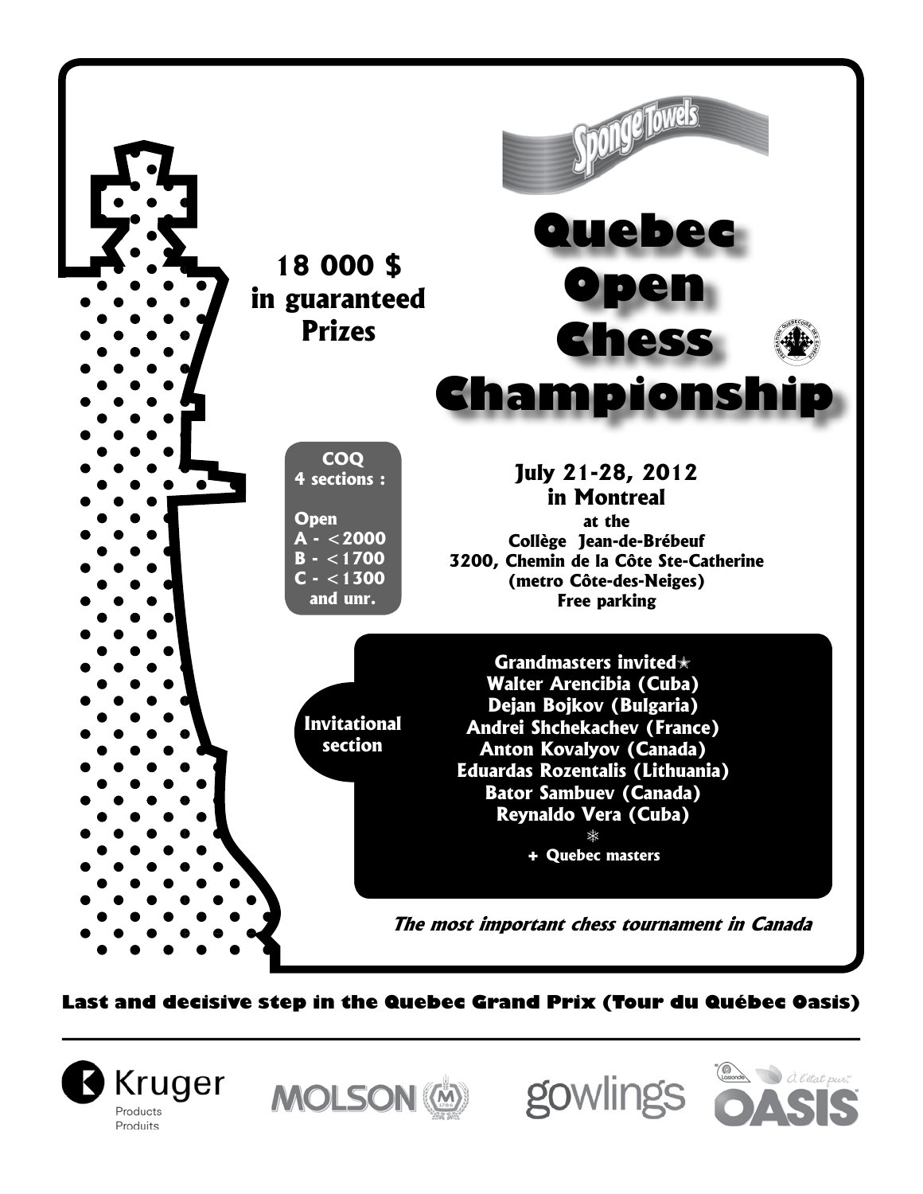Sponge Towels

# Quebec Open Chess Championship

**18 000 $ in guaranteed Prizes**

**COQ**
**4 sections :**

- **Open**
- **A - <2000**
- **B - <1700**
- **C - <1300 and unr.**

**July 21-28, 2012**
**in Montreal**
**at the**
**Collège Jean-de-Brébeuf**
**3200, Chemin de la Côte Ste-Catherine**
**(metro Côte-des-Neiges)**
**Free parking**

**Invitational section**

**Grandmasters invited**
**Walter Arencibia (Cuba)**
**Dejan Bojkov (Bulgaria)**
**Andrei Shchekachev (France)**
**Anton Kovalyov (Canada)**
**Eduardas Rozentalis (Lithuania)**
**Bator Sambuev (Canada)**
**Reynaldo Vera (Cuba)**
**+ Quebec masters**

***The most important chess tournament in Canada***

**Last and decisive step in the Quebec Grand Prix (Tour du Québec Oasis)**

---

Kruger Products Produits · MOLSON · gowlings · Lassonde OASIS À l'état pur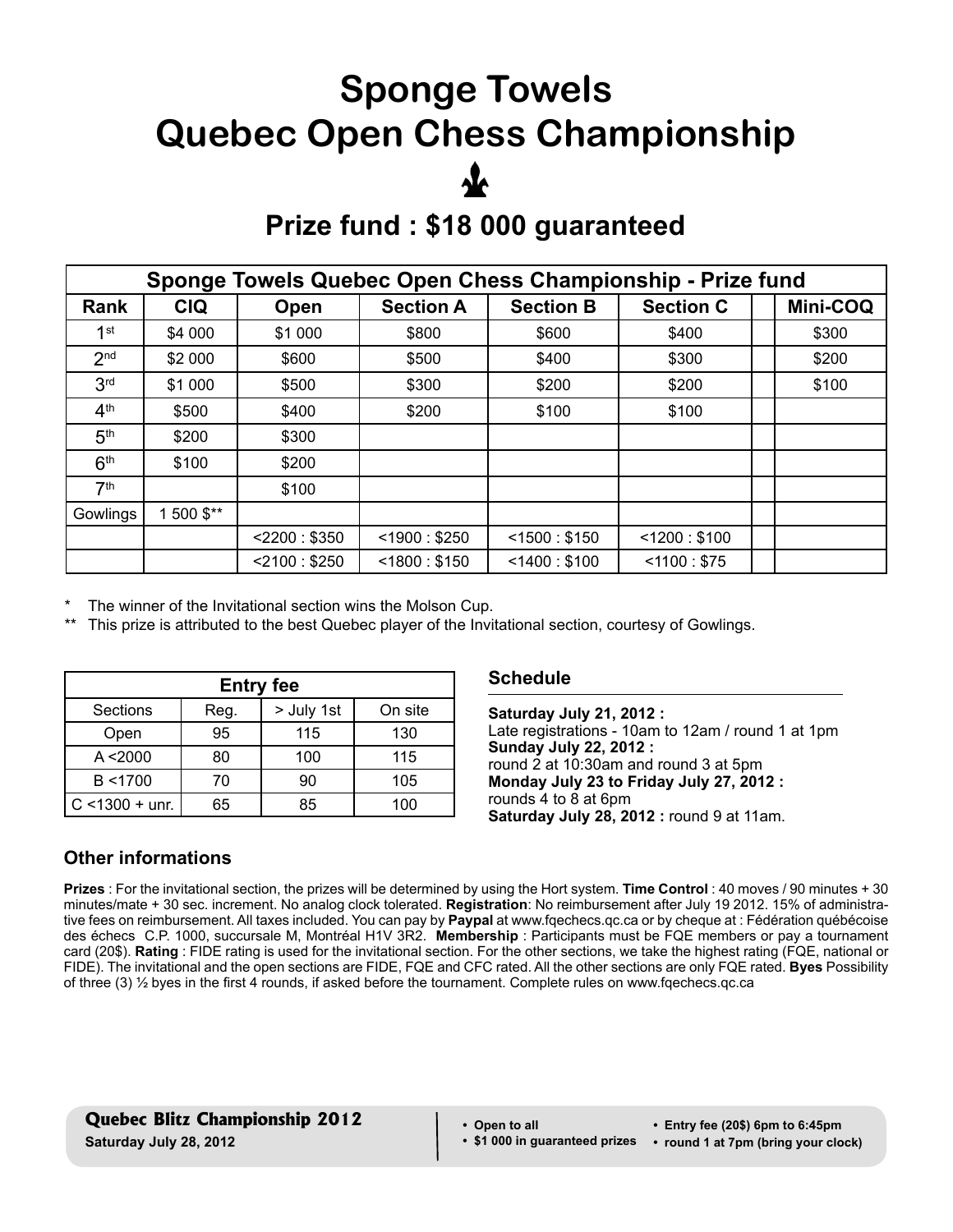# Sponge Towels
# Quebec Open Chess Championship

⚜

## Prize fund : $18 000 guaranteed

| Sponge Towels Quebec Open Chess Championship - Prize fund | | | | | | | |
|---|---|---|---|---|---|---|---|
| **Rank** | **CIQ** | **Open** | **Section A** | **Section B** | **Section C** | | **Mini-COQ** |
| 1st | $4 000 | $1 000 | $800 | $600 | $400 | | $300 |
| 2nd | $2 000 | $600 | $500 | $400 | $300 | | $200 |
| 3rd | $1 000 | $500 | $300 | $200 | $200 | | $100 |
| 4th | $500 | $400 | $200 | $100 | $100 | | |
| 5th | $200 | $300 | | | | | |
| 6th | $100 | $200 | | | | | |
| 7th | | $100 | | | | | |
| Gowlings | 1 500 $** | | | | | | |
| | | <2200 : $350 | <1900 : $250 | <1500 : $150 | <1200 : $100 | | |
| | | <2100 : $250 | <1800 : $150 | <1400 : $100 | <1100 : $75 | | |

\* The winner of the Invitational section wins the Molson Cup.

\*\* This prize is attributed to the best Quebec player of the Invitational section, courtesy of Gowlings.

| Entry fee | | | |
|---|---|---|---|
| Sections | Reg. | > July 1st | On site |
| Open | 95 | 115 | 130 |
| A <2000 | 80 | 100 | 115 |
| B <1700 | 70 | 90 | 105 |
| C <1300 + unr. | 65 | 85 | 100 |

### Schedule

**Saturday July 21, 2012 :**
Late registrations - 10am to 12am / round 1 at 1pm
**Sunday July 22, 2012 :**
round 2 at 10:30am and round 3 at 5pm
**Monday July 23 to Friday July 27, 2012 :**
rounds 4 to 8 at 6pm
**Saturday July 28, 2012 :** round 9 at 11am.

### Other informations

**Prizes** : For the invitational section, the prizes will be determined by using the Hort system. **Time Control** : 40 moves / 90 minutes + 30 minutes/mate + 30 sec. increment. No analog clock tolerated. **Registration**: No reimbursement after July 19 2012. 15% of administrative fees on reimbursement. All taxes included. You can pay by **Paypal** at www.fqechecs.qc.ca or by cheque at : Fédération québécoise des échecs C.P. 1000, succursale M, Montréal H1V 3R2. **Membership** : Participants must be FQE members or pay a tournament card (20$). **Rating** : FIDE rating is used for the invitational section. For the other sections, we take the highest rating (FQE, national or FIDE). The invitational and the open sections are FIDE, FQE and CFC rated. All the other sections are only FQE rated. **Byes** Possibility of three (3) ½ byes in the first 4 rounds, if asked before the tournament. Complete rules on www.fqechecs.qc.ca

**Quebec Blitz Championship 2012**
**Saturday July 28, 2012**

- **Open to all**
- **$1 000 in guaranteed prizes**
- **Entry fee (20$) 6pm to 6:45pm**
- **round 1 at 7pm (bring your clock)**